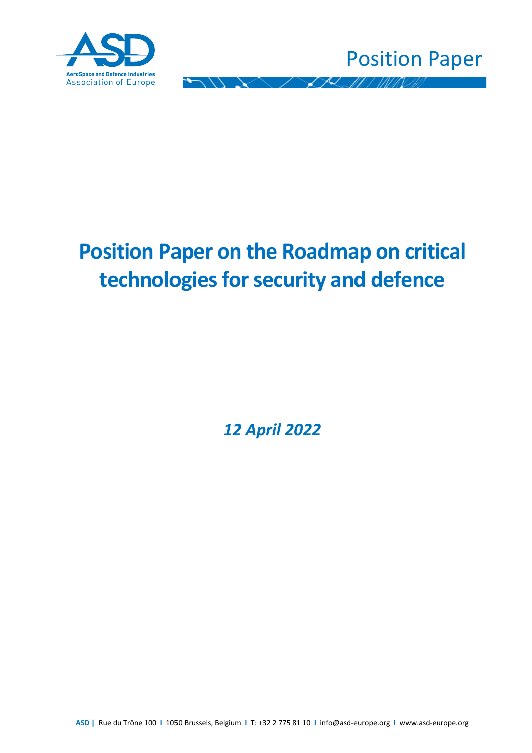Position Paper

# Position Paper on the Roadmap on critical technologies for security and defence

*12 April 2022*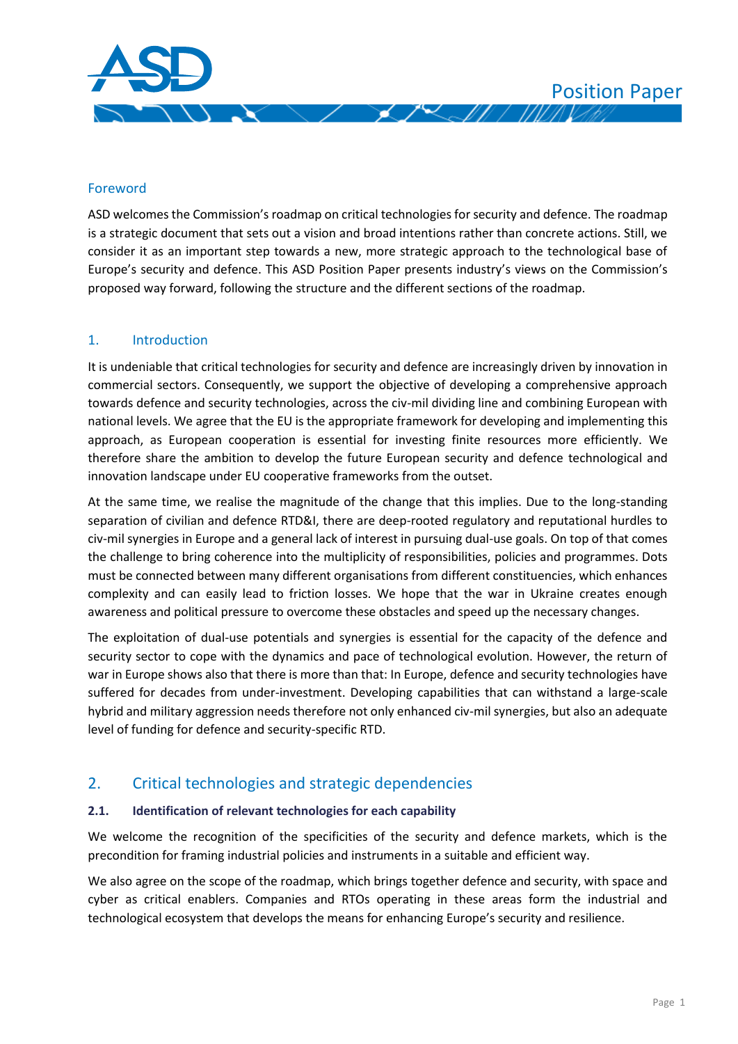## Foreword

ASD welcomes the Commission's roadmap on critical technologies for security and defence. The roadmap is a strategic document that sets out a vision and broad intentions rather than concrete actions. Still, we consider it as an important step towards a new, more strategic approach to the technological base of Europe's security and defence. This ASD Position Paper presents industry's views on the Commission's proposed way forward, following the structure and the different sections of the roadmap.

## 1. Introduction

It is undeniable that critical technologies for security and defence are increasingly driven by innovation in commercial sectors. Consequently, we support the objective of developing a comprehensive approach towards defence and security technologies, across the civ-mil dividing line and combining European with national levels. We agree that the EU is the appropriate framework for developing and implementing this approach, as European cooperation is essential for investing finite resources more efficiently. We therefore share the ambition to develop the future European security and defence technological and innovation landscape under EU cooperative frameworks from the outset.

At the same time, we realise the magnitude of the change that this implies. Due to the long-standing separation of civilian and defence RTD&I, there are deep-rooted regulatory and reputational hurdles to civ-mil synergies in Europe and a general lack of interest in pursuing dual-use goals. On top of that comes the challenge to bring coherence into the multiplicity of responsibilities, policies and programmes. Dots must be connected between many different organisations from different constituencies, which enhances complexity and can easily lead to friction losses. We hope that the war in Ukraine creates enough awareness and political pressure to overcome these obstacles and speed up the necessary changes.

The exploitation of dual-use potentials and synergies is essential for the capacity of the defence and security sector to cope with the dynamics and pace of technological evolution. However, the return of war in Europe shows also that there is more than that: In Europe, defence and security technologies have suffered for decades from under-investment. Developing capabilities that can withstand a large-scale hybrid and military aggression needs therefore not only enhanced civ-mil synergies, but also an adequate level of funding for defence and security-specific RTD.

## 2. Critical technologies and strategic dependencies

### 2.1. Identification of relevant technologies for each capability

We welcome the recognition of the specificities of the security and defence markets, which is the precondition for framing industrial policies and instruments in a suitable and efficient way.

We also agree on the scope of the roadmap, which brings together defence and security, with space and cyber as critical enablers. Companies and RTOs operating in these areas form the industrial and technological ecosystem that develops the means for enhancing Europe's security and resilience.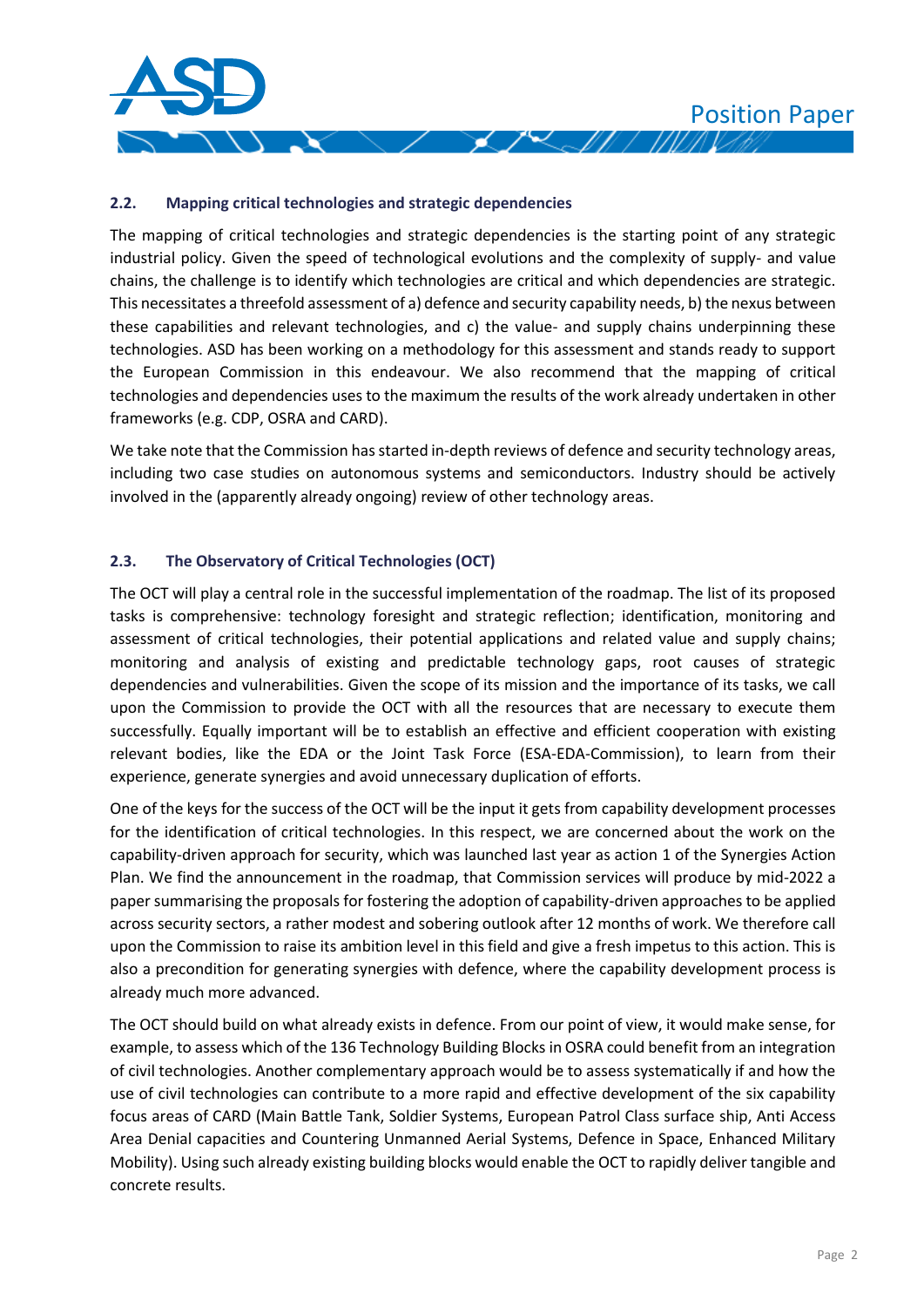### 2.2. Mapping critical technologies and strategic dependencies

The mapping of critical technologies and strategic dependencies is the starting point of any strategic industrial policy. Given the speed of technological evolutions and the complexity of supply- and value chains, the challenge is to identify which technologies are critical and which dependencies are strategic. This necessitates a threefold assessment of a) defence and security capability needs, b) the nexus between these capabilities and relevant technologies, and c) the value- and supply chains underpinning these technologies. ASD has been working on a methodology for this assessment and stands ready to support the European Commission in this endeavour. We also recommend that the mapping of critical technologies and dependencies uses to the maximum the results of the work already undertaken in other frameworks (e.g. CDP, OSRA and CARD).

We take note that the Commission has started in-depth reviews of defence and security technology areas, including two case studies on autonomous systems and semiconductors. Industry should be actively involved in the (apparently already ongoing) review of other technology areas.

### 2.3. The Observatory of Critical Technologies (OCT)

The OCT will play a central role in the successful implementation of the roadmap. The list of its proposed tasks is comprehensive: technology foresight and strategic reflection; identification, monitoring and assessment of critical technologies, their potential applications and related value and supply chains; monitoring and analysis of existing and predictable technology gaps, root causes of strategic dependencies and vulnerabilities. Given the scope of its mission and the importance of its tasks, we call upon the Commission to provide the OCT with all the resources that are necessary to execute them successfully. Equally important will be to establish an effective and efficient cooperation with existing relevant bodies, like the EDA or the Joint Task Force (ESA-EDA-Commission), to learn from their experience, generate synergies and avoid unnecessary duplication of efforts.

One of the keys for the success of the OCT will be the input it gets from capability development processes for the identification of critical technologies. In this respect, we are concerned about the work on the capability-driven approach for security, which was launched last year as action 1 of the Synergies Action Plan. We find the announcement in the roadmap, that Commission services will produce by mid-2022 a paper summarising the proposals for fostering the adoption of capability-driven approaches to be applied across security sectors, a rather modest and sobering outlook after 12 months of work. We therefore call upon the Commission to raise its ambition level in this field and give a fresh impetus to this action. This is also a precondition for generating synergies with defence, where the capability development process is already much more advanced.

The OCT should build on what already exists in defence. From our point of view, it would make sense, for example, to assess which of the 136 Technology Building Blocks in OSRA could benefit from an integration of civil technologies. Another complementary approach would be to assess systematically if and how the use of civil technologies can contribute to a more rapid and effective development of the six capability focus areas of CARD (Main Battle Tank, Soldier Systems, European Patrol Class surface ship, Anti Access Area Denial capacities and Countering Unmanned Aerial Systems, Defence in Space, Enhanced Military Mobility). Using such already existing building blocks would enable the OCT to rapidly deliver tangible and concrete results.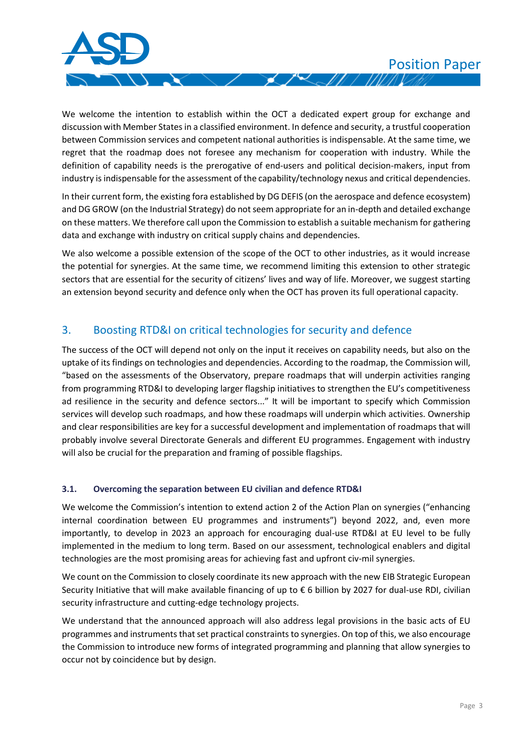We welcome the intention to establish within the OCT a dedicated expert group for exchange and discussion with Member States in a classified environment. In defence and security, a trustful cooperation between Commission services and competent national authorities is indispensable. At the same time, we regret that the roadmap does not foresee any mechanism for cooperation with industry. While the definition of capability needs is the prerogative of end-users and political decision-makers, input from industry is indispensable for the assessment of the capability/technology nexus and critical dependencies.

In their current form, the existing fora established by DG DEFIS (on the aerospace and defence ecosystem) and DG GROW (on the Industrial Strategy) do not seem appropriate for an in-depth and detailed exchange on these matters. We therefore call upon the Commission to establish a suitable mechanism for gathering data and exchange with industry on critical supply chains and dependencies.

We also welcome a possible extension of the scope of the OCT to other industries, as it would increase the potential for synergies. At the same time, we recommend limiting this extension to other strategic sectors that are essential for the security of citizens' lives and way of life. Moreover, we suggest starting an extension beyond security and defence only when the OCT has proven its full operational capacity.

## 3. Boosting RTD&I on critical technologies for security and defence

The success of the OCT will depend not only on the input it receives on capability needs, but also on the uptake of its findings on technologies and dependencies. According to the roadmap, the Commission will, "based on the assessments of the Observatory, prepare roadmaps that will underpin activities ranging from programming RTD&I to developing larger flagship initiatives to strengthen the EU's competitiveness ad resilience in the security and defence sectors..." It will be important to specify which Commission services will develop such roadmaps, and how these roadmaps will underpin which activities. Ownership and clear responsibilities are key for a successful development and implementation of roadmaps that will probably involve several Directorate Generals and different EU programmes. Engagement with industry will also be crucial for the preparation and framing of possible flagships.

### 3.1. Overcoming the separation between EU civilian and defence RTD&I

We welcome the Commission's intention to extend action 2 of the Action Plan on synergies ("enhancing internal coordination between EU programmes and instruments") beyond 2022, and, even more importantly, to develop in 2023 an approach for encouraging dual-use RTD&I at EU level to be fully implemented in the medium to long term. Based on our assessment, technological enablers and digital technologies are the most promising areas for achieving fast and upfront civ-mil synergies.

We count on the Commission to closely coordinate its new approach with the new EIB Strategic European Security Initiative that will make available financing of up to € 6 billion by 2027 for dual-use RDI, civilian security infrastructure and cutting-edge technology projects.

We understand that the announced approach will also address legal provisions in the basic acts of EU programmes and instruments that set practical constraints to synergies. On top of this, we also encourage the Commission to introduce new forms of integrated programming and planning that allow synergies to occur not by coincidence but by design.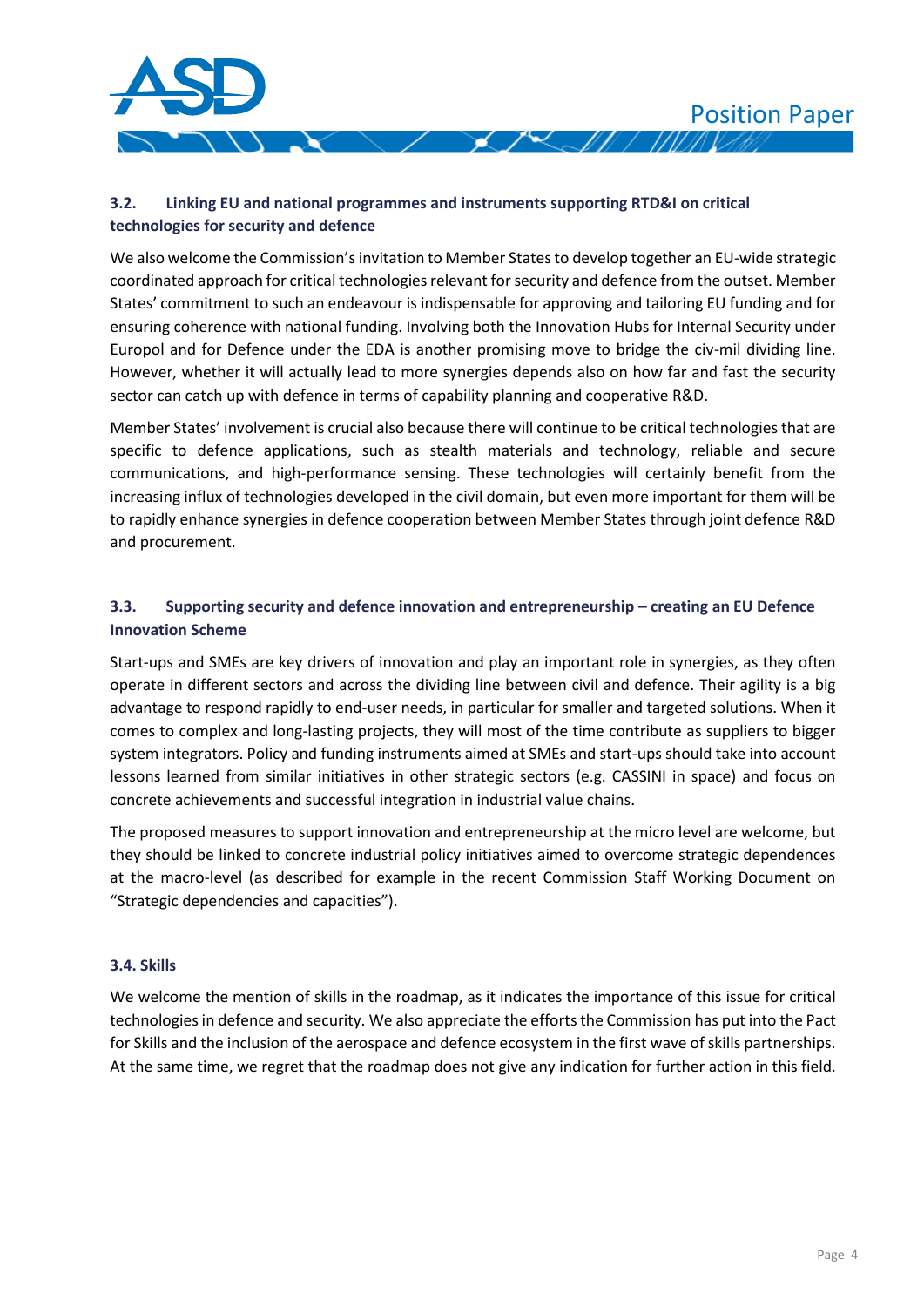### 3.2. Linking EU and national programmes and instruments supporting RTD&I on critical technologies for security and defence

We also welcome the Commission's invitation to Member States to develop together an EU-wide strategic coordinated approach for critical technologies relevant for security and defence from the outset. Member States' commitment to such an endeavour is indispensable for approving and tailoring EU funding and for ensuring coherence with national funding. Involving both the Innovation Hubs for Internal Security under Europol and for Defence under the EDA is another promising move to bridge the civ-mil dividing line. However, whether it will actually lead to more synergies depends also on how far and fast the security sector can catch up with defence in terms of capability planning and cooperative R&D.

Member States' involvement is crucial also because there will continue to be critical technologies that are specific to defence applications, such as stealth materials and technology, reliable and secure communications, and high-performance sensing. These technologies will certainly benefit from the increasing influx of technologies developed in the civil domain, but even more important for them will be to rapidly enhance synergies in defence cooperation between Member States through joint defence R&D and procurement.

### 3.3. Supporting security and defence innovation and entrepreneurship – creating an EU Defence Innovation Scheme

Start-ups and SMEs are key drivers of innovation and play an important role in synergies, as they often operate in different sectors and across the dividing line between civil and defence. Their agility is a big advantage to respond rapidly to end-user needs, in particular for smaller and targeted solutions. When it comes to complex and long-lasting projects, they will most of the time contribute as suppliers to bigger system integrators. Policy and funding instruments aimed at SMEs and start-ups should take into account lessons learned from similar initiatives in other strategic sectors (e.g. CASSINI in space) and focus on concrete achievements and successful integration in industrial value chains.

The proposed measures to support innovation and entrepreneurship at the micro level are welcome, but they should be linked to concrete industrial policy initiatives aimed to overcome strategic dependences at the macro-level (as described for example in the recent Commission Staff Working Document on "Strategic dependencies and capacities").

### 3.4. Skills

We welcome the mention of skills in the roadmap, as it indicates the importance of this issue for critical technologies in defence and security. We also appreciate the efforts the Commission has put into the Pact for Skills and the inclusion of the aerospace and defence ecosystem in the first wave of skills partnerships. At the same time, we regret that the roadmap does not give any indication for further action in this field.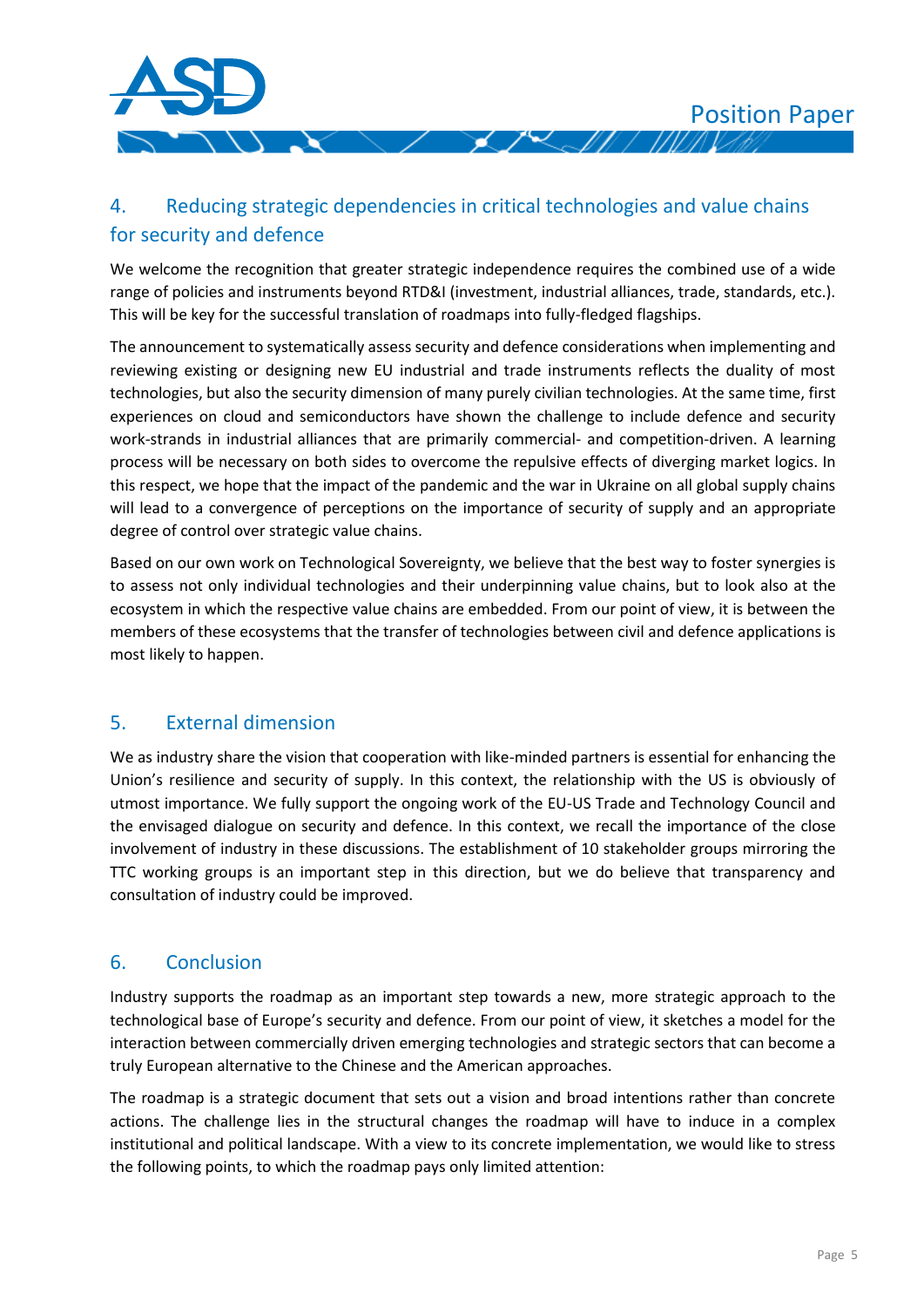## 4. Reducing strategic dependencies in critical technologies and value chains for security and defence

We welcome the recognition that greater strategic independence requires the combined use of a wide range of policies and instruments beyond RTD&I (investment, industrial alliances, trade, standards, etc.). This will be key for the successful translation of roadmaps into fully-fledged flagships.

The announcement to systematically assess security and defence considerations when implementing and reviewing existing or designing new EU industrial and trade instruments reflects the duality of most technologies, but also the security dimension of many purely civilian technologies. At the same time, first experiences on cloud and semiconductors have shown the challenge to include defence and security work-strands in industrial alliances that are primarily commercial- and competition-driven. A learning process will be necessary on both sides to overcome the repulsive effects of diverging market logics. In this respect, we hope that the impact of the pandemic and the war in Ukraine on all global supply chains will lead to a convergence of perceptions on the importance of security of supply and an appropriate degree of control over strategic value chains.

Based on our own work on Technological Sovereignty, we believe that the best way to foster synergies is to assess not only individual technologies and their underpinning value chains, but to look also at the ecosystem in which the respective value chains are embedded. From our point of view, it is between the members of these ecosystems that the transfer of technologies between civil and defence applications is most likely to happen.

## 5. External dimension

We as industry share the vision that cooperation with like-minded partners is essential for enhancing the Union's resilience and security of supply. In this context, the relationship with the US is obviously of utmost importance. We fully support the ongoing work of the EU-US Trade and Technology Council and the envisaged dialogue on security and defence. In this context, we recall the importance of the close involvement of industry in these discussions. The establishment of 10 stakeholder groups mirroring the TTC working groups is an important step in this direction, but we do believe that transparency and consultation of industry could be improved.

## 6. Conclusion

Industry supports the roadmap as an important step towards a new, more strategic approach to the technological base of Europe's security and defence. From our point of view, it sketches a model for the interaction between commercially driven emerging technologies and strategic sectors that can become a truly European alternative to the Chinese and the American approaches.

The roadmap is a strategic document that sets out a vision and broad intentions rather than concrete actions. The challenge lies in the structural changes the roadmap will have to induce in a complex institutional and political landscape. With a view to its concrete implementation, we would like to stress the following points, to which the roadmap pays only limited attention: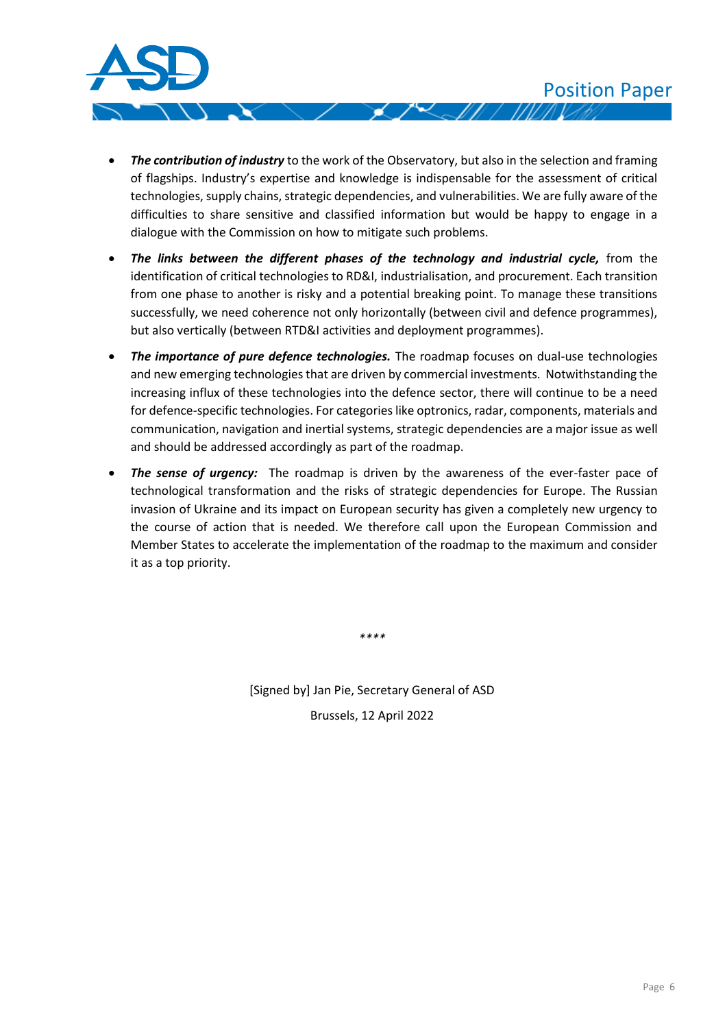- ***The contribution of industry*** to the work of the Observatory, but also in the selection and framing of flagships. Industry's expertise and knowledge is indispensable for the assessment of critical technologies, supply chains, strategic dependencies, and vulnerabilities. We are fully aware of the difficulties to share sensitive and classified information but would be happy to engage in a dialogue with the Commission on how to mitigate such problems.
- ***The links between the different phases of the technology and industrial cycle,*** from the identification of critical technologies to RD&I, industrialisation, and procurement. Each transition from one phase to another is risky and a potential breaking point. To manage these transitions successfully, we need coherence not only horizontally (between civil and defence programmes), but also vertically (between RTD&I activities and deployment programmes).
- ***The importance of pure defence technologies.*** The roadmap focuses on dual-use technologies and new emerging technologies that are driven by commercial investments. Notwithstanding the increasing influx of these technologies into the defence sector, there will continue to be a need for defence-specific technologies. For categories like optronics, radar, components, materials and communication, navigation and inertial systems, strategic dependencies are a major issue as well and should be addressed accordingly as part of the roadmap.
- ***The sense of urgency:*** The roadmap is driven by the awareness of the ever-faster pace of technological transformation and the risks of strategic dependencies for Europe. The Russian invasion of Ukraine and its impact on European security has given a completely new urgency to the course of action that is needed. We therefore call upon the European Commission and Member States to accelerate the implementation of the roadmap to the maximum and consider it as a top priority.

\*\*\*\*

[Signed by] Jan Pie, Secretary General of ASD

Brussels, 12 April 2022